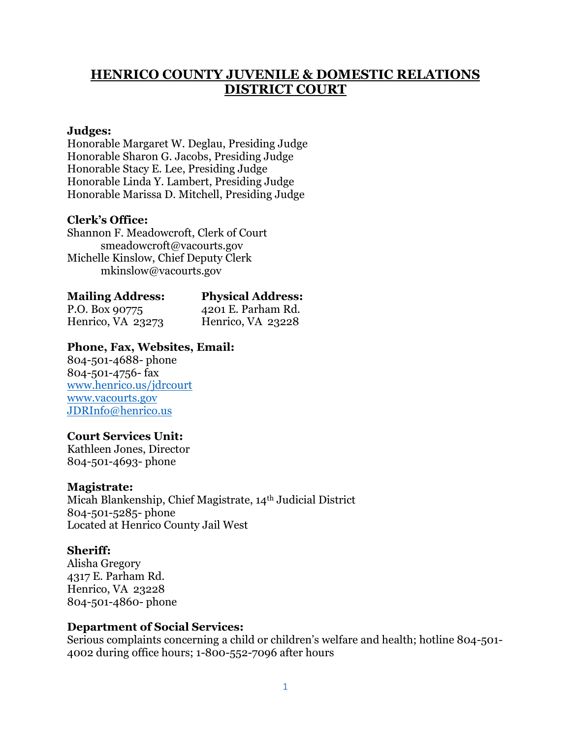# HENRICO COUNTY JUVENILE & DOMESTIC RELATIONS DISTRICT COURT

**Judges:**
Honorable Margaret W. Deglau, Presiding Judge
Honorable Sharon G. Jacobs, Presiding Judge
Honorable Stacy E. Lee, Presiding Judge
Honorable Linda Y. Lambert, Presiding Judge
Honorable Marissa D. Mitchell, Presiding Judge

**Clerk's Office:**
Shannon F. Meadowcroft, Clerk of Court
smeadowcroft@vacourts.gov
Michelle Kinslow, Chief Deputy Clerk
mkinslow@vacourts.gov

| **Mailing Address:** | **Physical Address:** |
|---|---|
| P.O. Box 90775 | 4201 E. Parham Rd. |
| Henrico, VA 23273 | Henrico, VA 23228 |

**Phone, Fax, Websites, Email:**
804-501-4688- phone
804-501-4756- fax
www.henrico.us/jdrcourt
www.vacourts.gov
JDRInfo@henrico.us

**Court Services Unit:**
Kathleen Jones, Director
804-501-4693- phone

**Magistrate:**
Micah Blankenship, Chief Magistrate, 14th Judicial District
804-501-5285- phone
Located at Henrico County Jail West

**Sheriff:**
Alisha Gregory
4317 E. Parham Rd.
Henrico, VA 23228
804-501-4860- phone

**Department of Social Services:**
Serious complaints concerning a child or children's welfare and health; hotline 804-501-4002 during office hours; 1-800-552-7096 after hours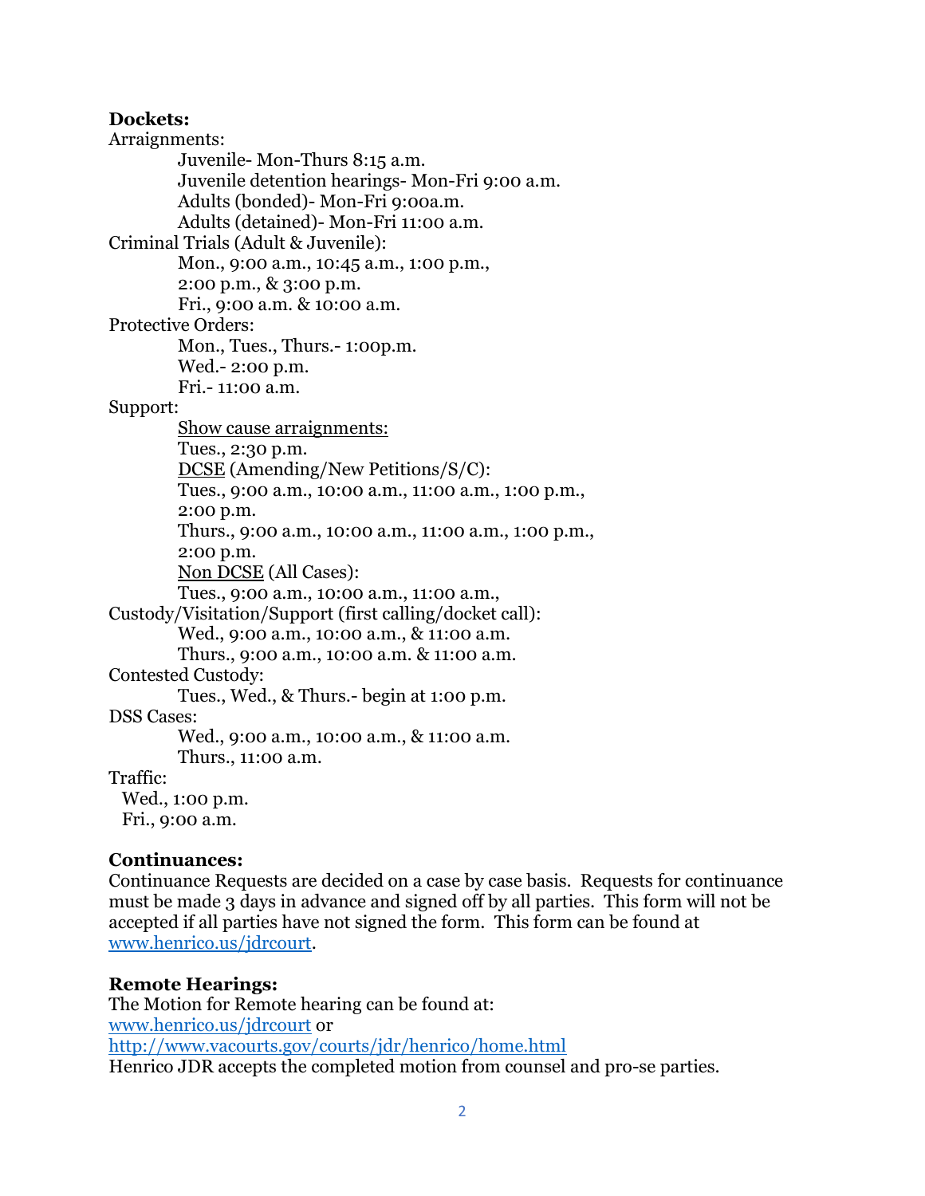**Dockets:**

Arraignments:

- Juvenile- Mon-Thurs 8:15 a.m.
- Juvenile detention hearings- Mon-Fri 9:00 a.m.
- Adults (bonded)- Mon-Fri 9:00a.m.
- Adults (detained)- Mon-Fri 11:00 a.m.

Criminal Trials (Adult & Juvenile):

- Mon., 9:00 a.m., 10:45 a.m., 1:00 p.m., 2:00 p.m., & 3:00 p.m.
- Fri., 9:00 a.m. & 10:00 a.m.

Protective Orders:

- Mon., Tues., Thurs.- 1:00p.m.
- Wed.- 2:00 p.m.
- Fri.- 11:00 a.m.

Support:

- <u>Show cause arraignments:</u>
  Tues., 2:30 p.m.
- <u>DCSE</u> (Amending/New Petitions/S/C):
  Tues., 9:00 a.m., 10:00 a.m., 11:00 a.m., 1:00 p.m., 2:00 p.m.
  Thurs., 9:00 a.m., 10:00 a.m., 11:00 a.m., 1:00 p.m., 2:00 p.m.
- <u>Non DCSE</u> (All Cases):
  Tues., 9:00 a.m., 10:00 a.m., 11:00 a.m.,

Custody/Visitation/Support (first calling/docket call):

- Wed., 9:00 a.m., 10:00 a.m., & 11:00 a.m.
- Thurs., 9:00 a.m., 10:00 a.m. & 11:00 a.m.

Contested Custody:

- Tues., Wed., & Thurs.- begin at 1:00 p.m.

DSS Cases:

- Wed., 9:00 a.m., 10:00 a.m., & 11:00 a.m.
- Thurs., 11:00 a.m.

Traffic:

- Wed., 1:00 p.m.
- Fri., 9:00 a.m.

**Continuances:**

Continuance Requests are decided on a case by case basis. Requests for continuance must be made 3 days in advance and signed off by all parties. This form will not be accepted if all parties have not signed the form. This form can be found at www.henrico.us/jdrcourt.

**Remote Hearings:**

The Motion for Remote hearing can be found at:
www.henrico.us/jdrcourt or
http://www.vacourts.gov/courts/jdr/henrico/home.html
Henrico JDR accepts the completed motion from counsel and pro-se parties.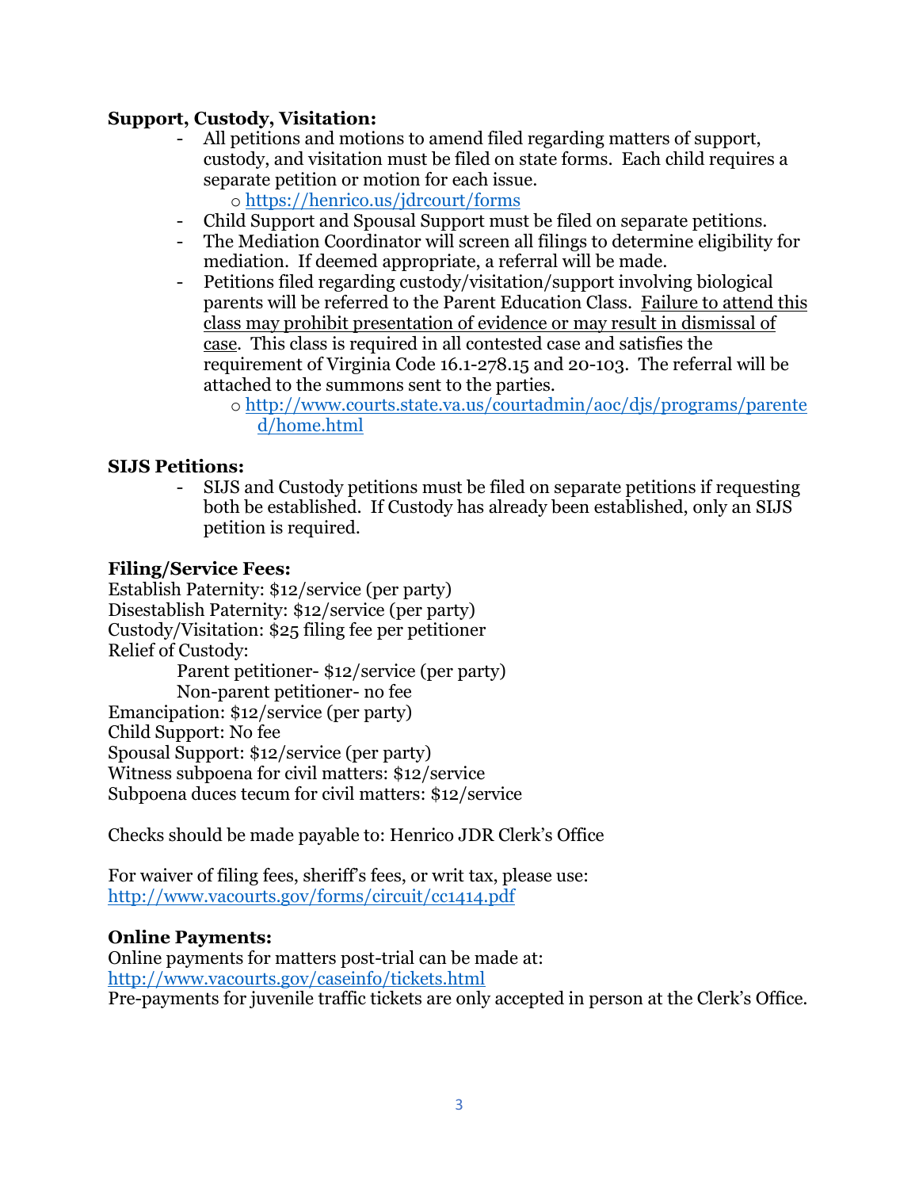**Support, Custody, Visitation:**

- All petitions and motions to amend filed regarding matters of support, custody, and visitation must be filed on state forms. Each child requires a separate petition or motion for each issue.
  - https://henrico.us/jdrcourt/forms
- Child Support and Spousal Support must be filed on separate petitions.
- The Mediation Coordinator will screen all filings to determine eligibility for mediation. If deemed appropriate, a referral will be made.
- Petitions filed regarding custody/visitation/support involving biological parents will be referred to the Parent Education Class. <u>Failure to attend this class may prohibit presentation of evidence or may result in dismissal of case</u>. This class is required in all contested case and satisfies the requirement of Virginia Code 16.1-278.15 and 20-103. The referral will be attached to the summons sent to the parties.
  - http://www.courts.state.va.us/courtadmin/aoc/djs/programs/parented/home.html

**SIJS Petitions:**

- SIJS and Custody petitions must be filed on separate petitions if requesting both be established. If Custody has already been established, only an SIJS petition is required.

**Filing/Service Fees:**

Establish Paternity: $12/service (per party)
Disestablish Paternity: $12/service (per party)
Custody/Visitation: $25 filing fee per petitioner
Relief of Custody:
    Parent petitioner- $12/service (per party)
    Non-parent petitioner- no fee
Emancipation: $12/service (per party)
Child Support: No fee
Spousal Support: $12/service (per party)
Witness subpoena for civil matters: $12/service
Subpoena duces tecum for civil matters: $12/service

Checks should be made payable to: Henrico JDR Clerk's Office

For waiver of filing fees, sheriff's fees, or writ tax, please use:
http://www.vacourts.gov/forms/circuit/cc1414.pdf

**Online Payments:**

Online payments for matters post-trial can be made at:
http://www.vacourts.gov/caseinfo/tickets.html
Pre-payments for juvenile traffic tickets are only accepted in person at the Clerk's Office.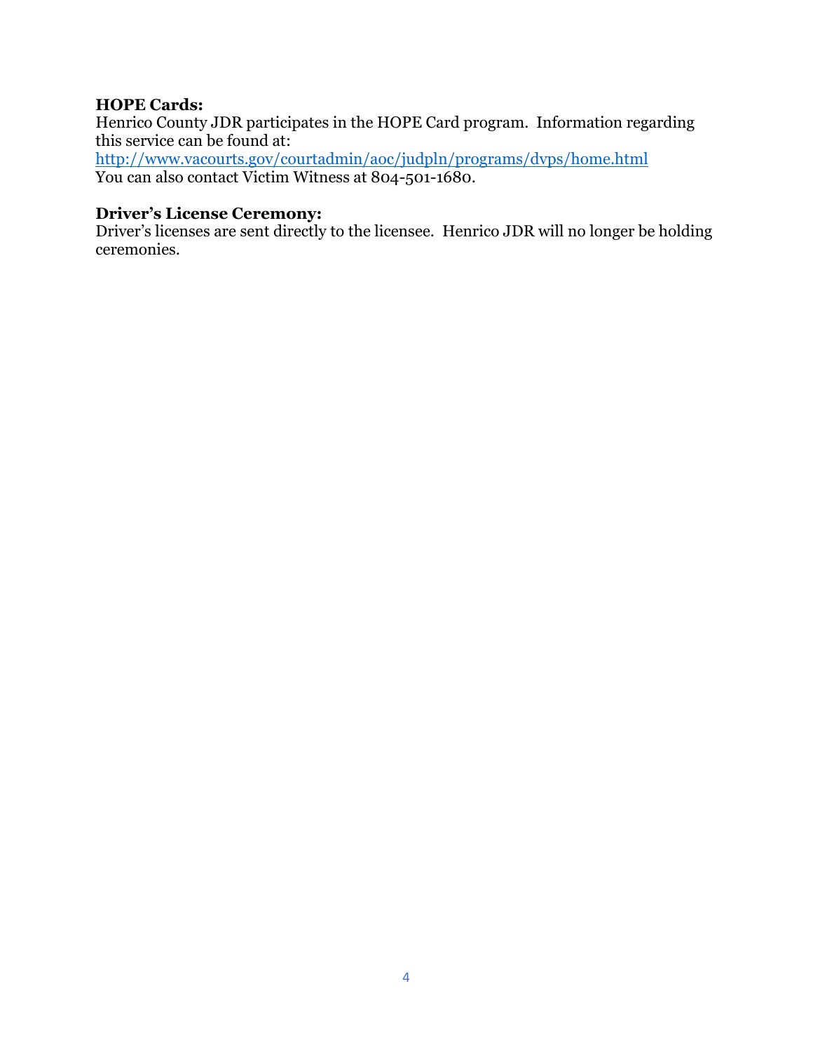**HOPE Cards:**
Henrico County JDR participates in the HOPE Card program. Information regarding this service can be found at:
http://www.vacourts.gov/courtadmin/aoc/judpln/programs/dvps/home.html
You can also contact Victim Witness at 804-501-1680.

**Driver's License Ceremony:**
Driver's licenses are sent directly to the licensee. Henrico JDR will no longer be holding ceremonies.